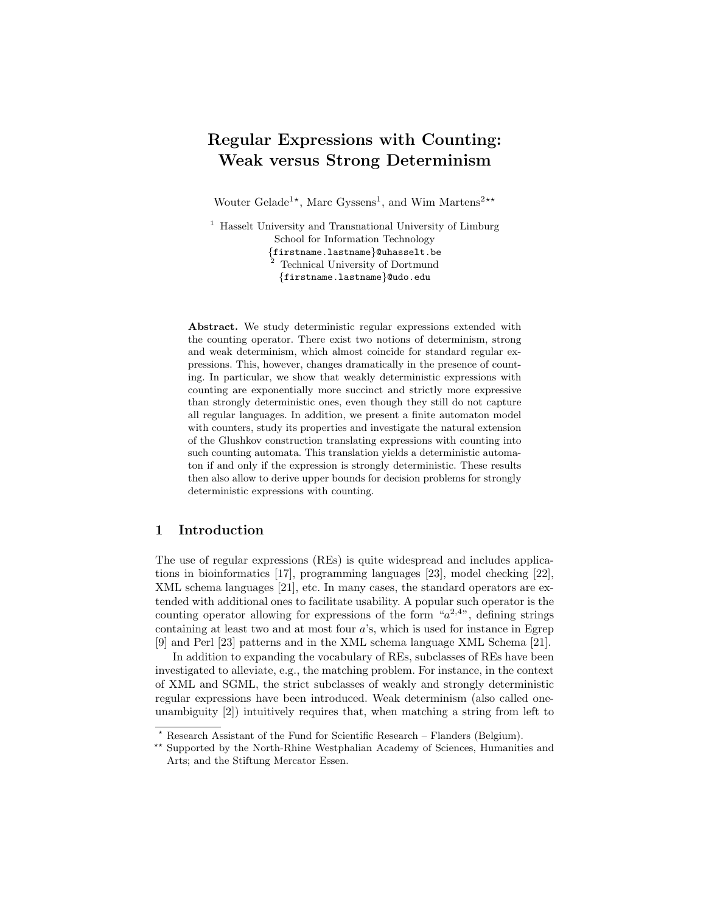# Regular Expressions with Counting: Weak versus Strong Determinism

Wouter Gelade[1⋆], Marc Gyssens[1], and Wim Martens[2⋆⋆]

[1] Hasselt University and Transnational University of Limburg
School for Information Technology
{firstname.lastname}@uhasselt.be
[2] Technical University of Dortmund
{firstname.lastname}@udo.edu

**Abstract.** We study deterministic regular expressions extended with the counting operator. There exist two notions of determinism, strong and weak determinism, which almost coincide for standard regular expressions. This, however, changes dramatically in the presence of counting. In particular, we show that weakly deterministic expressions with counting are exponentially more succinct and strictly more expressive than strongly deterministic ones, even though they still do not capture all regular languages. In addition, we present a finite automaton model with counters, study its properties and investigate the natural extension of the Glushkov construction translating expressions with counting into such counting automata. This translation yields a deterministic automaton if and only if the expression is strongly deterministic. These results then also allow to derive upper bounds for decision problems for strongly deterministic expressions with counting.

## 1 Introduction

The use of regular expressions (REs) is quite widespread and includes applications in bioinformatics [17], programming languages [23], model checking [22], XML schema languages [21], etc. In many cases, the standard operators are extended with additional ones to facilitate usability. A popular such operator is the counting operator allowing for expressions of the form "$a^{2,4}$", defining strings containing at least two and at most four $a$'s, which is used for instance in Egrep [9] and Perl [23] patterns and in the XML schema language XML Schema [21].

In addition to expanding the vocabulary of REs, subclasses of REs have been investigated to alleviate, e.g., the matching problem. For instance, in the context of XML and SGML, the strict subclasses of weakly and strongly deterministic regular expressions have been introduced. Weak determinism (also called one-unambiguity [2]) intuitively requires that, when matching a string from left to

⋆ Research Assistant of the Fund for Scientific Research – Flanders (Belgium).

⋆⋆ Supported by the North-Rhine Westphalian Academy of Sciences, Humanities and Arts; and the Stiftung Mercator Essen.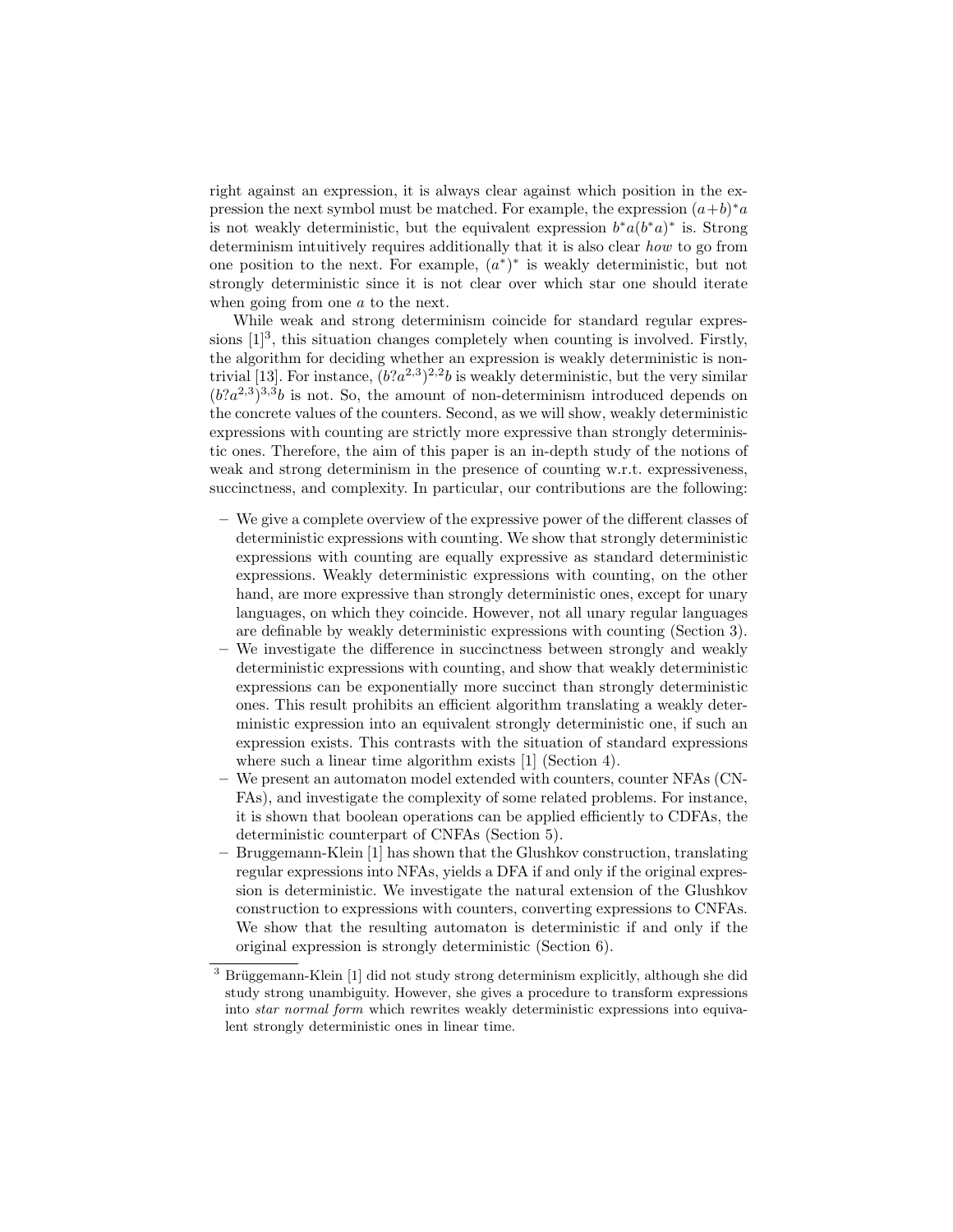right against an expression, it is always clear against which position in the expression the next symbol must be matched. For example, the expression $(a+b)^*a$ is not weakly deterministic, but the equivalent expression $b^*a(b^*a)^*$ is. Strong determinism intuitively requires additionally that it is also clear *how* to go from one position to the next. For example, $(a^*)^*$ is weakly deterministic, but not strongly deterministic since it is not clear over which star one should iterate when going from one $a$ to the next.

While weak and strong determinism coincide for standard regular expressions [1][3], this situation changes completely when counting is involved. Firstly, the algorithm for deciding whether an expression is weakly deterministic is non-trivial [13]. For instance, $(b?a^{2,3})^{2,2}b$ is weakly deterministic, but the very similar $(b?a^{2,3})^{3,3}b$ is not. So, the amount of non-determinism introduced depends on the concrete values of the counters. Second, as we will show, weakly deterministic expressions with counting are strictly more expressive than strongly deterministic ones. Therefore, the aim of this paper is an in-depth study of the notions of weak and strong determinism in the presence of counting w.r.t. expressiveness, succinctness, and complexity. In particular, our contributions are the following:

- We give a complete overview of the expressive power of the different classes of deterministic expressions with counting. We show that strongly deterministic expressions with counting are equally expressive as standard deterministic expressions. Weakly deterministic expressions with counting, on the other hand, are more expressive than strongly deterministic ones, except for unary languages, on which they coincide. However, not all unary regular languages are definable by weakly deterministic expressions with counting (Section 3).
- We investigate the difference in succinctness between strongly and weakly deterministic expressions with counting, and show that weakly deterministic expressions can be exponentially more succinct than strongly deterministic ones. This result prohibits an efficient algorithm translating a weakly deterministic expression into an equivalent strongly deterministic one, if such an expression exists. This contrasts with the situation of standard expressions where such a linear time algorithm exists [1] (Section 4).
- We present an automaton model extended with counters, counter NFAs (CNFAs), and investigate the complexity of some related problems. For instance, it is shown that boolean operations can be applied efficiently to CDFAs, the deterministic counterpart of CNFAs (Section 5).
- Bruggemann-Klein [1] has shown that the Glushkov construction, translating regular expressions into NFAs, yields a DFA if and only if the original expression is deterministic. We investigate the natural extension of the Glushkov construction to expressions with counters, converting expressions to CNFAs. We show that the resulting automaton is deterministic if and only if the original expression is strongly deterministic (Section 6).

[3] Brüggemann-Klein [1] did not study strong determinism explicitly, although she did study strong unambiguity. However, she gives a procedure to transform expressions into *star normal form* which rewrites weakly deterministic expressions into equivalent strongly deterministic ones in linear time.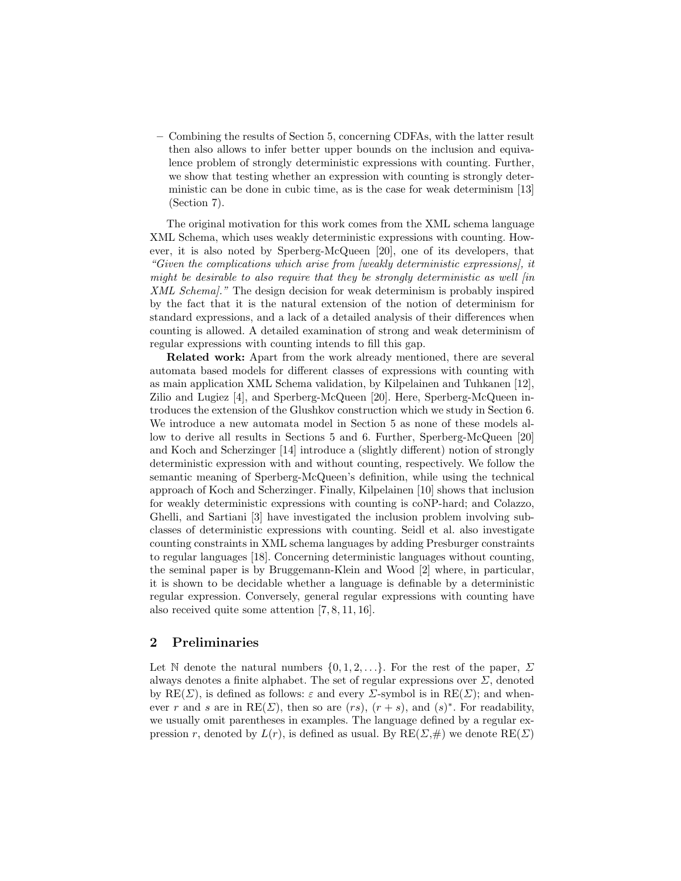– Combining the results of Section 5, concerning CDFAs, with the latter result then also allows to infer better upper bounds on the inclusion and equivalence problem of strongly deterministic expressions with counting. Further, we show that testing whether an expression with counting is strongly deterministic can be done in cubic time, as is the case for weak determinism [13] (Section 7).

The original motivation for this work comes from the XML schema language XML Schema, which uses weakly deterministic expressions with counting. However, it is also noted by Sperberg-McQueen [20], one of its developers, that *"Given the complications which arise from [weakly deterministic expressions], it might be desirable to also require that they be strongly deterministic as well [in XML Schema]."* The design decision for weak determinism is probably inspired by the fact that it is the natural extension of the notion of determinism for standard expressions, and a lack of a detailed analysis of their differences when counting is allowed. A detailed examination of strong and weak determinism of regular expressions with counting intends to fill this gap.

**Related work:** Apart from the work already mentioned, there are several automata based models for different classes of expressions with counting with as main application XML Schema validation, by Kilpelainen and Tuhkanen [12], Zilio and Lugiez [4], and Sperberg-McQueen [20]. Here, Sperberg-McQueen introduces the extension of the Glushkov construction which we study in Section 6. We introduce a new automata model in Section 5 as none of these models allow to derive all results in Sections 5 and 6. Further, Sperberg-McQueen [20] and Koch and Scherzinger [14] introduce a (slightly different) notion of strongly deterministic expression with and without counting, respectively. We follow the semantic meaning of Sperberg-McQueen's definition, while using the technical approach of Koch and Scherzinger. Finally, Kilpelainen [10] shows that inclusion for weakly deterministic expressions with counting is coNP-hard; and Colazzo, Ghelli, and Sartiani [3] have investigated the inclusion problem involving subclasses of deterministic expressions with counting. Seidl et al. also investigate counting constraints in XML schema languages by adding Presburger constraints to regular languages [18]. Concerning deterministic languages without counting, the seminal paper is by Bruggemann-Klein and Wood [2] where, in particular, it is shown to be decidable whether a language is definable by a deterministic regular expression. Conversely, general regular expressions with counting have also received quite some attention [7, 8, 11, 16].

## 2 Preliminaries

Let $\mathbb{N}$ denote the natural numbers $\{0, 1, 2, \ldots\}$. For the rest of the paper, $\Sigma$ always denotes a finite alphabet. The set of regular expressions over $\Sigma$, denoted by $\mathrm{RE}(\Sigma)$, is defined as follows: $\varepsilon$ and every $\Sigma$-symbol is in $\mathrm{RE}(\Sigma)$; and whenever $r$ and $s$ are in $\mathrm{RE}(\Sigma)$, then so are $(rs)$, $(r + s)$, and $(s)^*$. For readability, we usually omit parentheses in examples. The language defined by a regular expression $r$, denoted by $L(r)$, is defined as usual. By $\mathrm{RE}(\Sigma,\#)$ we denote $\mathrm{RE}(\Sigma)$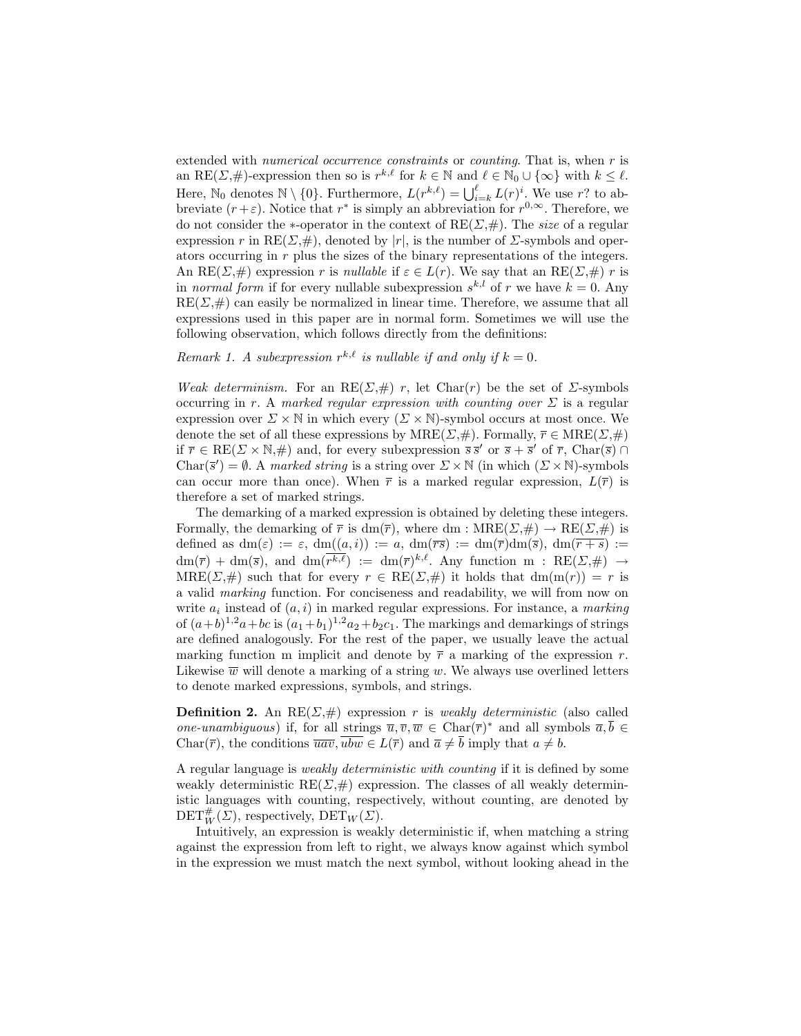extended with *numerical occurrence constraints* or *counting*. That is, when $r$ is an RE($\Sigma$,#)-expression then so is $r^{k,\ell}$ for $k \in \mathbb{N}$ and $\ell \in \mathbb{N}_0 \cup \{\infty\}$ with $k \leq \ell$. Here, $\mathbb{N}_0$ denotes $\mathbb{N} \setminus \{0\}$. Furthermore, $L(r^{k,\ell}) = \bigcup_{i=k}^{\ell} L(r)^i$. We use $r?$ to abbreviate $(r+\varepsilon)$. Notice that $r^*$ is simply an abbreviation for $r^{0,\infty}$. Therefore, we do not consider the $*$-operator in the context of RE($\Sigma$,#). The *size* of a regular expression $r$ in RE($\Sigma$,#), denoted by $|r|$, is the number of $\Sigma$-symbols and operators occurring in $r$ plus the sizes of the binary representations of the integers. An RE($\Sigma$,#) expression $r$ is *nullable* if $\varepsilon \in L(r)$. We say that an RE($\Sigma$,#) $r$ is in *normal form* if for every nullable subexpression $s^{k,l}$ of $r$ we have $k = 0$. Any RE($\Sigma$,#) can easily be normalized in linear time. Therefore, we assume that all expressions used in this paper are in normal form. Sometimes we will use the following observation, which follows directly from the definitions:

*Remark 1. A subexpression $r^{k,\ell}$ is nullable if and only if $k = 0$.*

*Weak determinism.* For an RE($\Sigma$,#) $r$, let Char($r$) be the set of $\Sigma$-symbols occurring in $r$. A *marked regular expression with counting over* $\Sigma$ is a regular expression over $\Sigma \times \mathbb{N}$ in which every $(\Sigma \times \mathbb{N})$-symbol occurs at most once. We denote the set of all these expressions by MRE($\Sigma$,#). Formally, $\overline{r} \in$ MRE($\Sigma$,#) if $\overline{r} \in$ RE($\Sigma \times \mathbb{N}$,#) and, for every subexpression $\overline{s}\,\overline{s}'$ or $\overline{s} + \overline{s}'$ of $\overline{r}$, Char($\overline{s}$) $\cap$ Char($\overline{s}'$) $= \emptyset$. A *marked string* is a string over $\Sigma \times \mathbb{N}$ (in which $(\Sigma \times \mathbb{N})$-symbols can occur more than once). When $\overline{r}$ is a marked regular expression, $L(\overline{r})$ is therefore a set of marked strings.

The demarking of a marked expression is obtained by deleting these integers. Formally, the demarking of $\overline{r}$ is dm($\overline{r}$), where dm : MRE($\Sigma$,#) $\to$ RE($\Sigma$,#) is defined as dm($\varepsilon$) := $\varepsilon$, dm($(a,i)$) := $a$, dm($\overline{rs}$) := dm($\overline{r}$)dm($\overline{s}$), dm($\overline{r+s}$) := dm($\overline{r}$) + dm($\overline{s}$), and dm($\overline{r^{k,\ell}}$) := dm($\overline{r}$)$^{k,\ell}$. Any function m : RE($\Sigma$,#) $\to$ MRE($\Sigma$,#) such that for every $r \in$ RE($\Sigma$,#) it holds that dm(m($r$)) $= r$ is a valid *marking* function. For conciseness and readability, we will from now on write $a_i$ instead of $(a,i)$ in marked regular expressions. For instance, a *marking* of $(a+b)^{1,2}a+bc$ is $(a_1+b_1)^{1,2}a_2+b_2c_1$. The markings and demarkings of strings are defined analogously. For the rest of the paper, we usually leave the actual marking function m implicit and denote by $\overline{r}$ a marking of the expression $r$. Likewise $\overline{w}$ will denote a marking of a string $w$. We always use overlined letters to denote marked expressions, symbols, and strings.

**Definition 2.** An RE($\Sigma$,#) expression $r$ is *weakly deterministic* (also called *one-unambiguous*) if, for all strings $\overline{u}, \overline{v}, \overline{w} \in$ Char($\overline{r}$)$^*$ and all symbols $\overline{a}, \overline{b} \in$ Char($\overline{r}$), the conditions $\overline{uav}, \overline{ubw} \in L(\overline{r})$ and $\overline{a} \neq \overline{b}$ imply that $a \neq b$.

A regular language is *weakly deterministic with counting* if it is defined by some weakly deterministic RE($\Sigma$,#) expression. The classes of all weakly deterministic languages with counting, respectively, without counting, are denoted by $\text{DET}_W^{\#}(\Sigma)$, respectively, $\text{DET}_W(\Sigma)$.

Intuitively, an expression is weakly deterministic if, when matching a string against the expression from left to right, we always know against which symbol in the expression we must match the next symbol, without looking ahead in the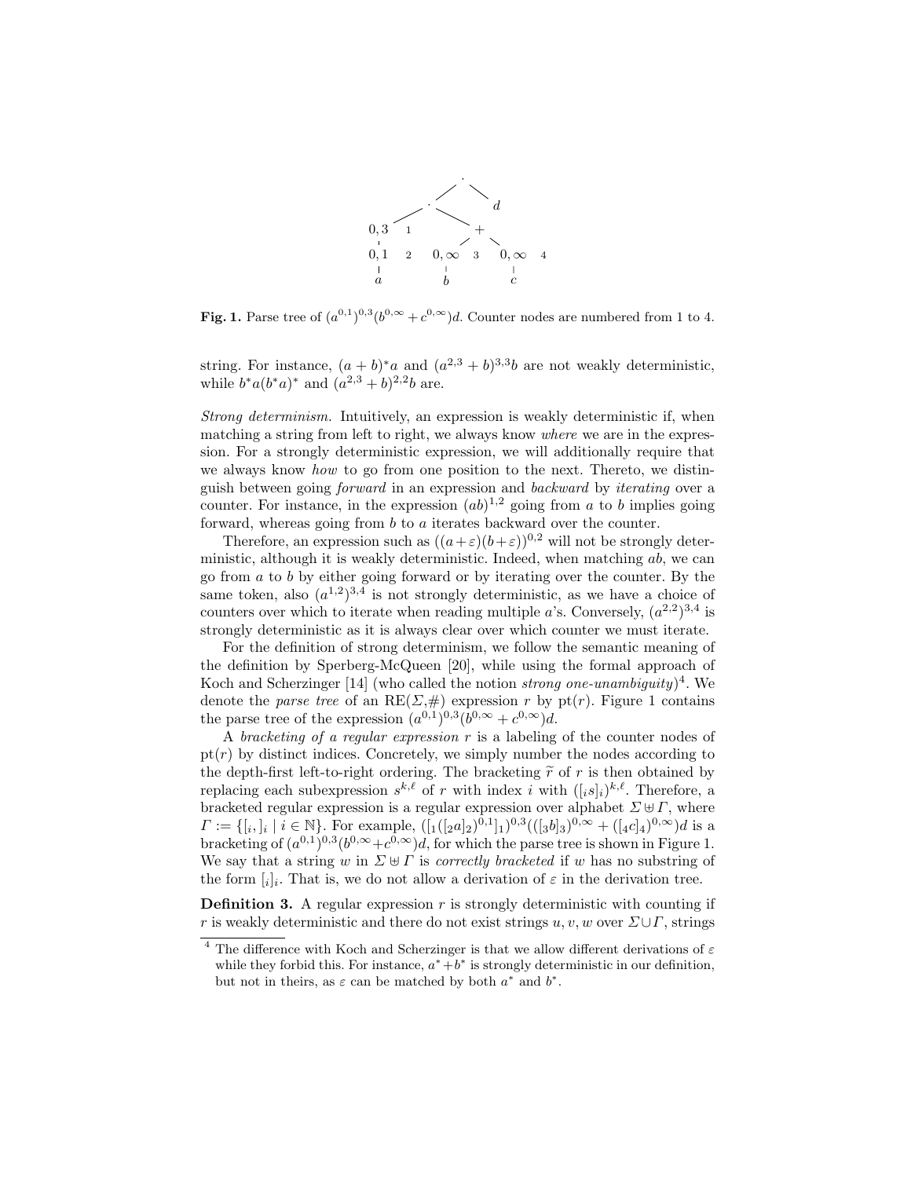Fig. 1. Parse tree of $(a^{0,1})^{0,3}(b^{0,\infty}+c^{0,\infty})d$. Counter nodes are numbered from 1 to 4.

string. For instance, $(a+b)^*a$ and $(a^{2,3}+b)^{3,3}b$ are not weakly deterministic, while $b^*a(b^*a)^*$ and $(a^{2,3}+b)^{2,2}b$ are.

*Strong determinism.* Intuitively, an expression is weakly deterministic if, when matching a string from left to right, we always know *where* we are in the expression. For a strongly deterministic expression, we will additionally require that we always know *how* to go from one position to the next. Thereto, we distinguish between going *forward* in an expression and *backward* by *iterating* over a counter. For instance, in the expression $(ab)^{1,2}$ going from $a$ to $b$ implies going forward, whereas going from $b$ to $a$ iterates backward over the counter.

Therefore, an expression such as $((a+\varepsilon)(b+\varepsilon))^{0,2}$ will not be strongly deterministic, although it is weakly deterministic. Indeed, when matching $ab$, we can go from $a$ to $b$ by either going forward or by iterating over the counter. By the same token, also $(a^{1,2})^{3,4}$ is not strongly deterministic, as we have a choice of counters over which to iterate when reading multiple $a$'s. Conversely, $(a^{2,2})^{3,4}$ is strongly deterministic as it is always clear over which counter we must iterate.

For the definition of strong determinism, we follow the semantic meaning of the definition by Sperberg-McQueen [20], while using the formal approach of Koch and Scherzinger [14] (who called the notion *strong one-unambiguity*)[4]. We denote the *parse tree* of an RE($\Sigma$,#) expression $r$ by pt($r$). Figure 1 contains the parse tree of the expression $(a^{0,1})^{0,3}(b^{0,\infty}+c^{0,\infty})d$.

A *bracketing of a regular expression* $r$ is a labeling of the counter nodes of pt($r$) by distinct indices. Concretely, we simply number the nodes according to the depth-first left-to-right ordering. The bracketing $\widetilde{r}$ of $r$ is then obtained by replacing each subexpression $s^{k,\ell}$ of $r$ with index $i$ with $([_i s]_i)^{k,\ell}$. Therefore, a bracketed regular expression is a regular expression over alphabet $\Sigma \uplus \Gamma$, where $\Gamma := \{[_i, ]_i \mid i \in \mathbb{N}\}$. For example, $([_1([_2 a]_2)^{0,1}]_1)^{0,3}(([_3 b]_3)^{0,\infty}+([_4 c]_4)^{0,\infty})d$ is a bracketing of $(a^{0,1})^{0,3}(b^{0,\infty}+c^{0,\infty})d$, for which the parse tree is shown in Figure 1. We say that a string $w$ in $\Sigma \uplus \Gamma$ is *correctly bracketed* if $w$ has no substring of the form $[_i]_i$. That is, we do not allow a derivation of $\varepsilon$ in the derivation tree.

**Definition 3.** A regular expression $r$ is strongly deterministic with counting if $r$ is weakly deterministic and there do not exist strings $u, v, w$ over $\Sigma \cup \Gamma$, strings

[4] The difference with Koch and Scherzinger is that we allow different derivations of $\varepsilon$ while they forbid this. For instance, $a^*+b^*$ is strongly deterministic in our definition, but not in theirs, as $\varepsilon$ can be matched by both $a^*$ and $b^*$.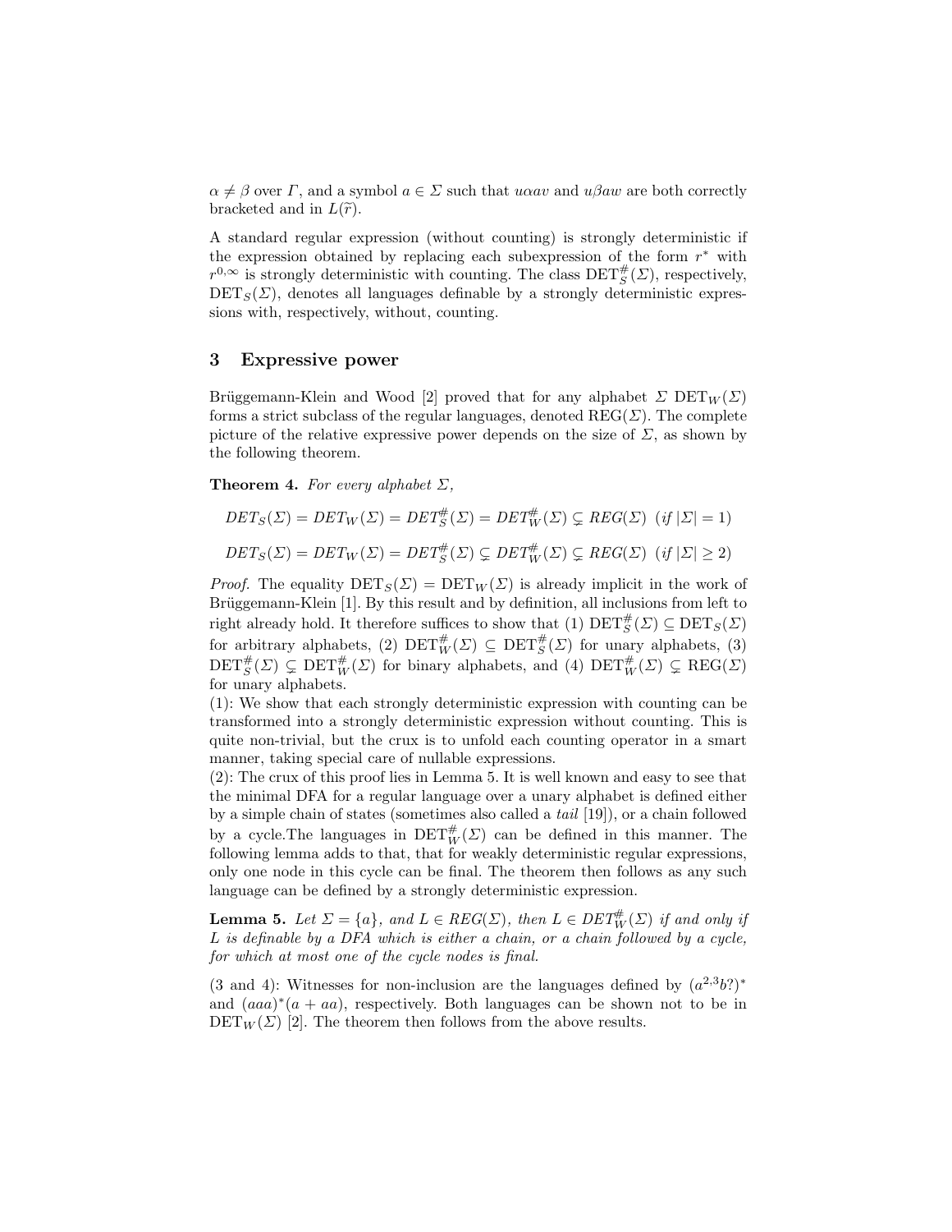$\alpha \neq \beta$ over $\Gamma$, and a symbol $a \in \Sigma$ such that $u\alpha av$ and $u\beta aw$ are both correctly bracketed and in $L(\widetilde{r})$.

A standard regular expression (without counting) is strongly deterministic if the expression obtained by replacing each subexpression of the form $r^*$ with $r^{0,\infty}$ is strongly deterministic with counting. The class $\mathrm{DET}_S^{\#}(\Sigma)$, respectively, $\mathrm{DET}_S(\Sigma)$, denotes all languages definable by a strongly deterministic expressions with, respectively, without, counting.

## 3 Expressive power

Brüggemann-Klein and Wood [2] proved that for any alphabet $\Sigma$ $\mathrm{DET}_W(\Sigma)$ forms a strict subclass of the regular languages, denoted $\mathrm{REG}(\Sigma)$. The complete picture of the relative expressive power depends on the size of $\Sigma$, as shown by the following theorem.

**Theorem 4.** *For every alphabet $\Sigma$,*

$$DET_S(\Sigma) = DET_W(\Sigma) = DET_S^{\#}(\Sigma) = DET_W^{\#}(\Sigma) \subsetneq REG(\Sigma) \ \ (\text{if } |\Sigma| = 1)$$

$$DET_S(\Sigma) = DET_W(\Sigma) = DET_S^{\#}(\Sigma) \subsetneq DET_W^{\#}(\Sigma) \subsetneq REG(\Sigma) \ \ (\text{if } |\Sigma| \geq 2)$$

*Proof.* The equality $\mathrm{DET}_S(\Sigma) = \mathrm{DET}_W(\Sigma)$ is already implicit in the work of Brüggemann-Klein [1]. By this result and by definition, all inclusions from left to right already hold. It therefore suffices to show that (1) $\mathrm{DET}_S^{\#}(\Sigma) \subseteq \mathrm{DET}_S(\Sigma)$ for arbitrary alphabets, (2) $\mathrm{DET}_W^{\#}(\Sigma) \subseteq \mathrm{DET}_S^{\#}(\Sigma)$ for unary alphabets, (3) $\mathrm{DET}_S^{\#}(\Sigma) \subsetneq \mathrm{DET}_W^{\#}(\Sigma)$ for binary alphabets, and (4) $\mathrm{DET}_W^{\#}(\Sigma) \subsetneq \mathrm{REG}(\Sigma)$ for unary alphabets.

(1): We show that each strongly deterministic expression with counting can be transformed into a strongly deterministic expression without counting. This is quite non-trivial, but the crux is to unfold each counting operator in a smart manner, taking special care of nullable expressions.

(2): The crux of this proof lies in Lemma 5. It is well known and easy to see that the minimal DFA for a regular language over a unary alphabet is defined either by a simple chain of states (sometimes also called a *tail* [19]), or a chain followed by a cycle.The languages in $\mathrm{DET}_W^{\#}(\Sigma)$ can be defined in this manner. The following lemma adds to that, that for weakly deterministic regular expressions, only one node in this cycle can be final. The theorem then follows as any such language can be defined by a strongly deterministic expression.

**Lemma 5.** *Let $\Sigma = \{a\}$, and $L \in REG(\Sigma)$, then $L \in DET_W^{\#}(\Sigma)$ if and only if $L$ is definable by a DFA which is either a chain, or a chain followed by a cycle, for which at most one of the cycle nodes is final.*

(3 and 4): Witnesses for non-inclusion are the languages defined by $(a^{2,3}b?)^*$ and $(aaa)^*(a + aa)$, respectively. Both languages can be shown not to be in $\mathrm{DET}_W(\Sigma)$ [2]. The theorem then follows from the above results.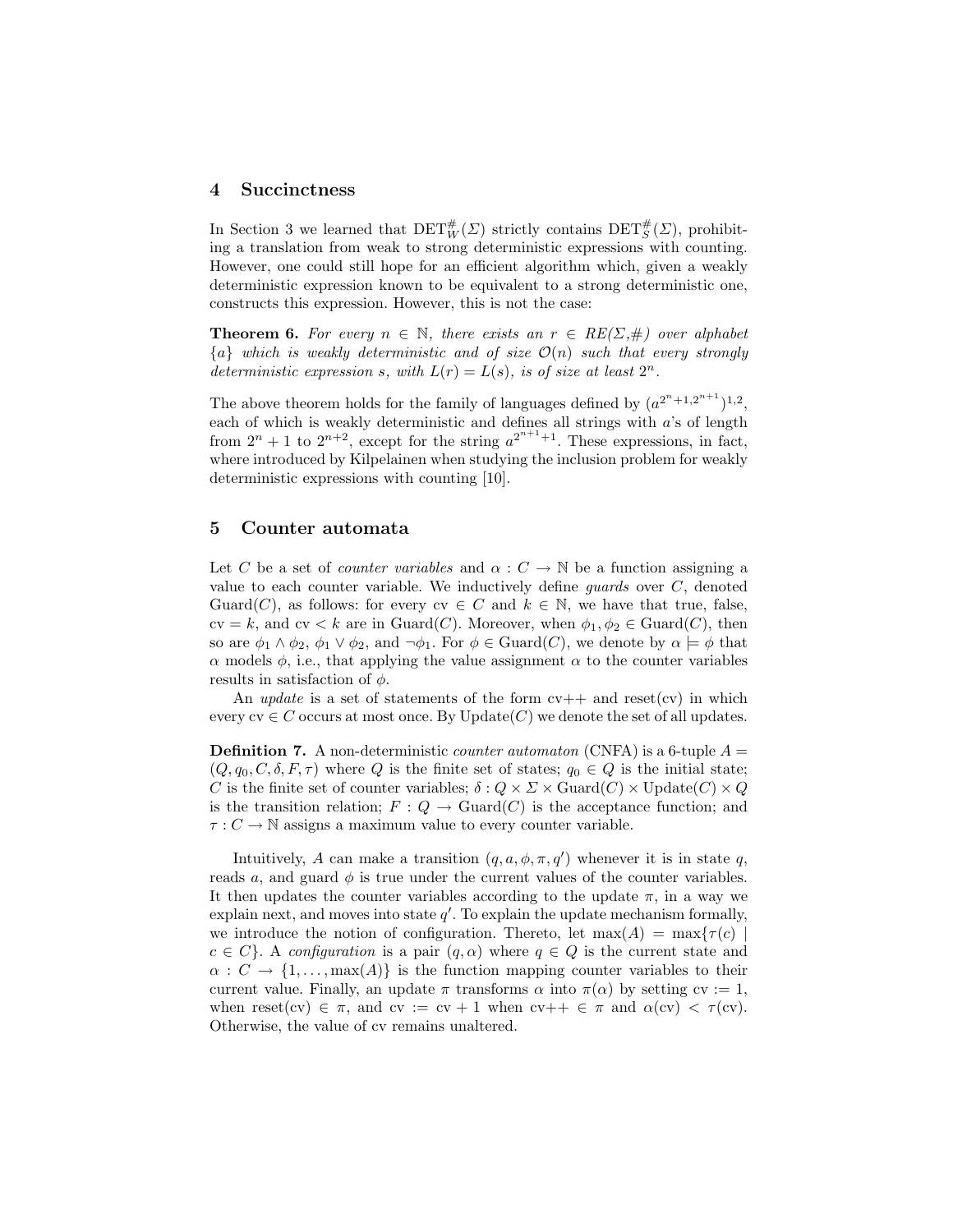## 4 Succinctness

In Section 3 we learned that $\mathrm{DET}^{\#}_{W}(\Sigma)$ strictly contains $\mathrm{DET}^{\#}_{S}(\Sigma)$, prohibiting a translation from weak to strong deterministic expressions with counting. However, one could still hope for an efficient algorithm which, given a weakly deterministic expression known to be equivalent to a strong deterministic one, constructs this expression. However, this is not the case:

**Theorem 6.** *For every $n \in \mathbb{N}$, there exists an $r \in RE(\Sigma,\#)$ over alphabet $\{a\}$ which is weakly deterministic and of size $\mathcal{O}(n)$ such that every strongly deterministic expression $s$, with $L(r) = L(s)$, is of size at least $2^n$.*

The above theorem holds for the family of languages defined by $(a^{2^n+1,2^{n+1}})^{1,2}$, each of which is weakly deterministic and defines all strings with $a$'s of length from $2^n + 1$ to $2^{n+2}$, except for the string $a^{2^{n+1}+1}$. These expressions, in fact, where introduced by Kilpelainen when studying the inclusion problem for weakly deterministic expressions with counting [10].

## 5 Counter automata

Let $C$ be a set of *counter variables* and $\alpha : C \to \mathbb{N}$ be a function assigning a value to each counter variable. We inductively define *guards* over $C$, denoted $\mathrm{Guard}(C)$, as follows: for every $\mathrm{cv} \in C$ and $k \in \mathbb{N}$, we have that true, false, $\mathrm{cv} = k$, and $\mathrm{cv} < k$ are in $\mathrm{Guard}(C)$. Moreover, when $\phi_1, \phi_2 \in \mathrm{Guard}(C)$, then so are $\phi_1 \wedge \phi_2$, $\phi_1 \vee \phi_2$, and $\neg\phi_1$. For $\phi \in \mathrm{Guard}(C)$, we denote by $\alpha \models \phi$ that $\alpha$ models $\phi$, i.e., that applying the value assignment $\alpha$ to the counter variables results in satisfaction of $\phi$.

An *update* is a set of statements of the form $\mathrm{cv}{+}{+}$ and $\mathrm{reset}(\mathrm{cv})$ in which every $\mathrm{cv} \in C$ occurs at most once. By $\mathrm{Update}(C)$ we denote the set of all updates.

**Definition 7.** A non-deterministic *counter automaton* (CNFA) is a 6-tuple $A = (Q, q_0, C, \delta, F, \tau)$ where $Q$ is the finite set of states; $q_0 \in Q$ is the initial state; $C$ is the finite set of counter variables; $\delta : Q \times \Sigma \times \mathrm{Guard}(C) \times \mathrm{Update}(C) \times Q$ is the transition relation; $F : Q \to \mathrm{Guard}(C)$ is the acceptance function; and $\tau : C \to \mathbb{N}$ assigns a maximum value to every counter variable.

Intuitively, $A$ can make a transition $(q, a, \phi, \pi, q')$ whenever it is in state $q$, reads $a$, and guard $\phi$ is true under the current values of the counter variables. It then updates the counter variables according to the update $\pi$, in a way we explain next, and moves into state $q'$. To explain the update mechanism formally, we introduce the notion of configuration. Thereto, let $\max(A) = \max\{\tau(c) \mid c \in C\}$. A *configuration* is a pair $(q, \alpha)$ where $q \in Q$ is the current state and $\alpha : C \to \{1, \ldots, \max(A)\}$ is the function mapping counter variables to their current value. Finally, an update $\pi$ transforms $\alpha$ into $\pi(\alpha)$ by setting $\mathrm{cv} := 1$, when $\mathrm{reset}(\mathrm{cv}) \in \pi$, and $\mathrm{cv} := \mathrm{cv} + 1$ when $\mathrm{cv}{+}{+} \in \pi$ and $\alpha(\mathrm{cv}) < \tau(\mathrm{cv})$. Otherwise, the value of cv remains unaltered.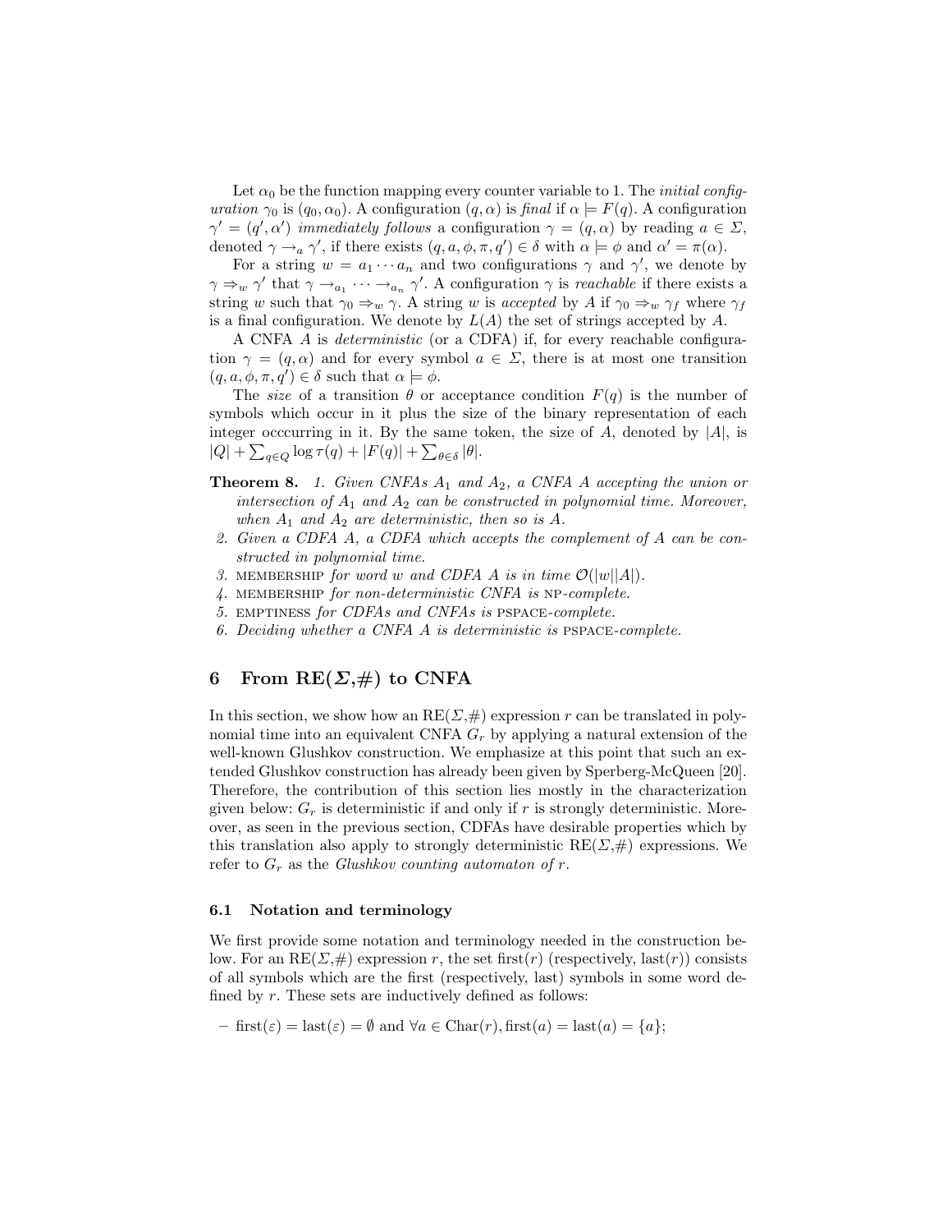Let $\alpha_0$ be the function mapping every counter variable to 1. The *initial configuration* $\gamma_0$ is $(q_0, \alpha_0)$. A configuration $(q, \alpha)$ is *final* if $\alpha \models F(q)$. A configuration $\gamma' = (q', \alpha')$ *immediately follows* a configuration $\gamma = (q, \alpha)$ by reading $a \in \Sigma$, denoted $\gamma \rightarrow_a \gamma'$, if there exists $(q, a, \phi, \pi, q') \in \delta$ with $\alpha \models \phi$ and $\alpha' = \pi(\alpha)$.

For a string $w = a_1 \cdots a_n$ and two configurations $\gamma$ and $\gamma'$, we denote by $\gamma \Rightarrow_w \gamma'$ that $\gamma \rightarrow_{a_1} \cdots \rightarrow_{a_n} \gamma'$. A configuration $\gamma$ is *reachable* if there exists a string $w$ such that $\gamma_0 \Rightarrow_w \gamma$. A string $w$ is *accepted* by $A$ if $\gamma_0 \Rightarrow_w \gamma_f$ where $\gamma_f$ is a final configuration. We denote by $L(A)$ the set of strings accepted by $A$.

A CNFA $A$ is *deterministic* (or a CDFA) if, for every reachable configuration $\gamma = (q, \alpha)$ and for every symbol $a \in \Sigma$, there is at most one transition $(q, a, \phi, \pi, q') \in \delta$ such that $\alpha \models \phi$.

The *size* of a transition $\theta$ or acceptance condition $F(q)$ is the number of symbols which occur in it plus the size of the binary representation of each integer occcurring in it. By the same token, the size of $A$, denoted by $|A|$, is $|Q| + \sum_{q \in Q} \log \tau(q) + |F(q)| + \sum_{\theta \in \delta} |\theta|$.

**Theorem 8.**
1. *Given CNFAs $A_1$ and $A_2$, a CNFA $A$ accepting the union or intersection of $A_1$ and $A_2$ can be constructed in polynomial time. Moreover, when $A_1$ and $A_2$ are deterministic, then so is $A$.*
2. *Given a CDFA $A$, a CDFA which accepts the complement of $A$ can be constructed in polynomial time.*
3. MEMBERSHIP *for word $w$ and CDFA $A$ is in time $\mathcal{O}(|w||A|)$.*
4. MEMBERSHIP *for non-deterministic CNFA is* NP*-complete.*
5. EMPTINESS *for CDFAs and CNFAs is* PSPACE*-complete.*
6. *Deciding whether a CNFA $A$ is deterministic is* PSPACE*-complete.*

## 6 From RE($\Sigma$,#) to CNFA

In this section, we show how an RE($\Sigma$,#) expression $r$ can be translated in polynomial time into an equivalent CNFA $G_r$ by applying a natural extension of the well-known Glushkov construction. We emphasize at this point that such an extended Glushkov construction has already been given by Sperberg-McQueen [20]. Therefore, the contribution of this section lies mostly in the characterization given below: $G_r$ is deterministic if and only if $r$ is strongly deterministic. Moreover, as seen in the previous section, CDFAs have desirable properties which by this translation also apply to strongly deterministic RE($\Sigma$,#) expressions. We refer to $G_r$ as the *Glushkov counting automaton of* $r$.

### 6.1 Notation and terminology

We first provide some notation and terminology needed in the construction below. For an RE($\Sigma$,#) expression $r$, the set $\text{first}(r)$ (respectively, $\text{last}(r)$) consists of all symbols which are the first (respectively, last) symbols in some word defined by $r$. These sets are inductively defined as follows:

- $\text{first}(\varepsilon) = \text{last}(\varepsilon) = \emptyset$ and $\forall a \in \text{Char}(r), \text{first}(a) = \text{last}(a) = \{a\}$;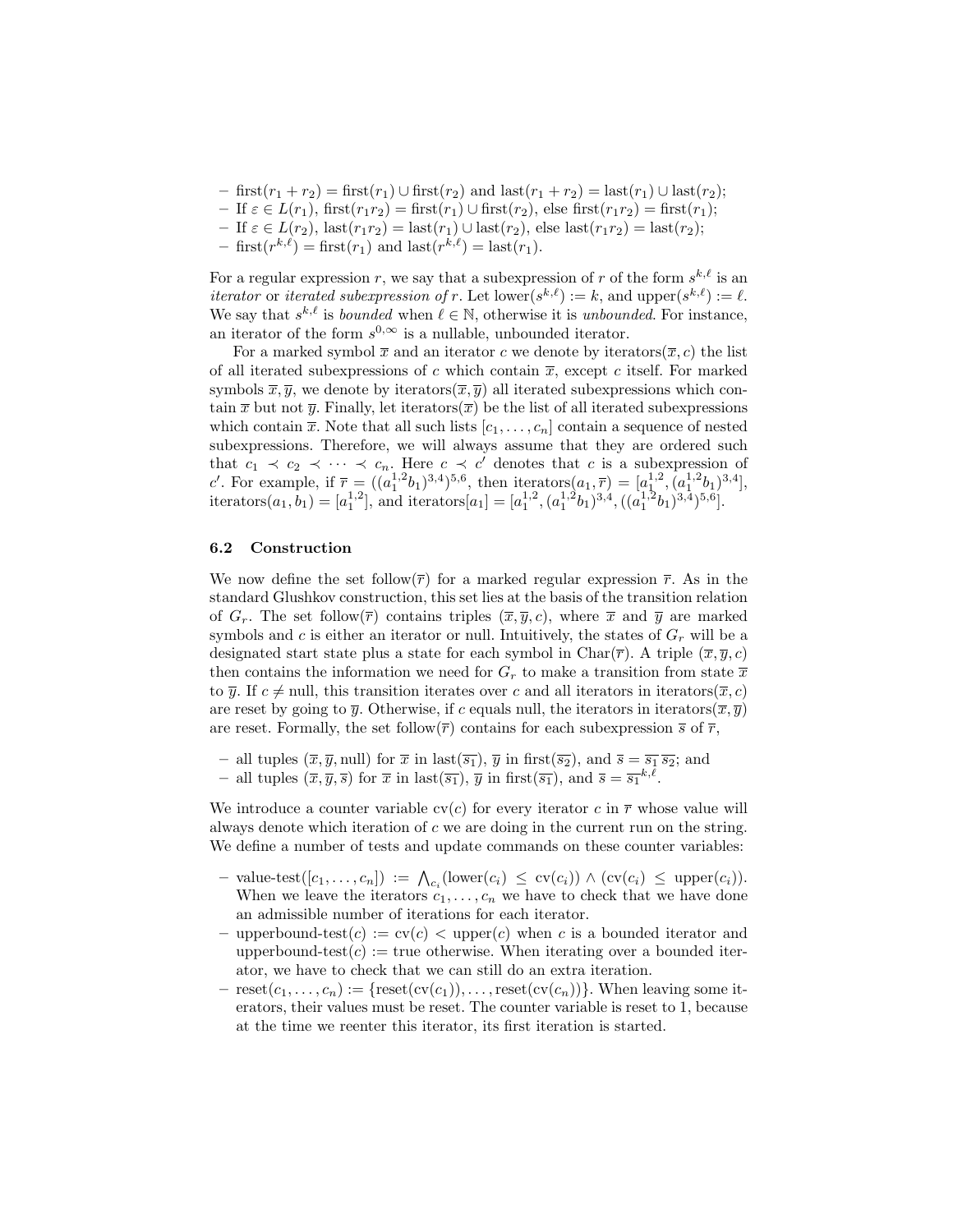- $\text{first}(r_1 + r_2) = \text{first}(r_1) \cup \text{first}(r_2)$ and $\text{last}(r_1 + r_2) = \text{last}(r_1) \cup \text{last}(r_2)$;
- If $\varepsilon \in L(r_1)$, $\text{first}(r_1 r_2) = \text{first}(r_1) \cup \text{first}(r_2)$, else $\text{first}(r_1 r_2) = \text{first}(r_1)$;
- If $\varepsilon \in L(r_2)$, $\text{last}(r_1 r_2) = \text{last}(r_1) \cup \text{last}(r_2)$, else $\text{last}(r_1 r_2) = \text{last}(r_2)$;
- $\text{first}(r^{k,\ell}) = \text{first}(r_1)$ and $\text{last}(r^{k,\ell}) = \text{last}(r_1)$.

For a regular expression $r$, we say that a subexpression of $r$ of the form $s^{k,\ell}$ is an *iterator* or *iterated subexpression of* $r$. Let $\text{lower}(s^{k,\ell}) := k$, and $\text{upper}(s^{k,\ell}) := \ell$. We say that $s^{k,\ell}$ is *bounded* when $\ell \in \mathbb{N}$, otherwise it is *unbounded*. For instance, an iterator of the form $s^{0,\infty}$ is a nullable, unbounded iterator.

For a marked symbol $\overline{x}$ and an iterator $c$ we denote by $\text{iterators}(\overline{x}, c)$ the list of all iterated subexpressions of $c$ which contain $\overline{x}$, except $c$ itself. For marked symbols $\overline{x}, \overline{y}$, we denote by $\text{iterators}(\overline{x}, \overline{y})$ all iterated subexpressions which contain $\overline{x}$ but not $\overline{y}$. Finally, let $\text{iterators}(\overline{x})$ be the list of all iterated subexpressions which contain $\overline{x}$. Note that all such lists $[c_1, \ldots, c_n]$ contain a sequence of nested subexpressions. Therefore, we will always assume that they are ordered such that $c_1 \prec c_2 \prec \cdots \prec c_n$. Here $c \prec c'$ denotes that $c$ is a subexpression of $c'$. For example, if $\overline{r} = ((a_1^{1,2} b_1)^{3,4})^{5,6}$, then $\text{iterators}(a_1, \overline{r}) = [a_1^{1,2}, (a_1^{1,2} b_1)^{3,4}]$, $\text{iterators}(a_1, b_1) = [a_1^{1,2}]$, and $\text{iterators}[a_1] = [a_1^{1,2}, (a_1^{1,2} b_1)^{3,4}, ((a_1^{1,2} b_1)^{3,4})^{5,6}]$.

### 6.2 Construction

We now define the set $\text{follow}(\overline{r})$ for a marked regular expression $\overline{r}$. As in the standard Glushkov construction, this set lies at the basis of the transition relation of $G_r$. The set $\text{follow}(\overline{r})$ contains triples $(\overline{x}, \overline{y}, c)$, where $\overline{x}$ and $\overline{y}$ are marked symbols and $c$ is either an iterator or null. Intuitively, the states of $G_r$ will be a designated start state plus a state for each symbol in $\text{Char}(\overline{r})$. A triple $(\overline{x}, \overline{y}, c)$ then contains the information we need for $G_r$ to make a transition from state $\overline{x}$ to $\overline{y}$. If $c \neq \text{null}$, this transition iterates over $c$ and all iterators in $\text{iterators}(\overline{x}, c)$ are reset by going to $\overline{y}$. Otherwise, if $c$ equals null, the iterators in $\text{iterators}(\overline{x}, \overline{y})$ are reset. Formally, the set $\text{follow}(\overline{r})$ contains for each subexpression $\overline{s}$ of $\overline{r}$,

- all tuples $(\overline{x}, \overline{y}, \text{null})$ for $\overline{x}$ in $\text{last}(\overline{s_1})$, $\overline{y}$ in $\text{first}(\overline{s_2})$, and $\overline{s} = \overline{s_1}\,\overline{s_2}$; and
- all tuples $(\overline{x}, \overline{y}, \overline{s})$ for $\overline{x}$ in $\text{last}(\overline{s_1})$, $\overline{y}$ in $\text{first}(\overline{s_1})$, and $\overline{s} = \overline{s_1}^{k,\ell}$.

We introduce a counter variable $\text{cv}(c)$ for every iterator $c$ in $\overline{r}$ whose value will always denote which iteration of $c$ we are doing in the current run on the string. We define a number of tests and update commands on these counter variables:

- $\text{value-test}([c_1, \ldots, c_n]) := \bigwedge_{c_i} (\text{lower}(c_i) \leq \text{cv}(c_i)) \wedge (\text{cv}(c_i) \leq \text{upper}(c_i))$. When we leave the iterators $c_1, \ldots, c_n$ we have to check that we have done an admissible number of iterations for each iterator.
- $\text{upperbound-test}(c) := \text{cv}(c) < \text{upper}(c)$ when $c$ is a bounded iterator and $\text{upperbound-test}(c) := \text{true}$ otherwise. When iterating over a bounded iterator, we have to check that we can still do an extra iteration.
- $\text{reset}(c_1, \ldots, c_n) := \{\text{reset}(\text{cv}(c_1)), \ldots, \text{reset}(\text{cv}(c_n))\}$. When leaving some iterators, their values must be reset. The counter variable is reset to 1, because at the time we reenter this iterator, its first iteration is started.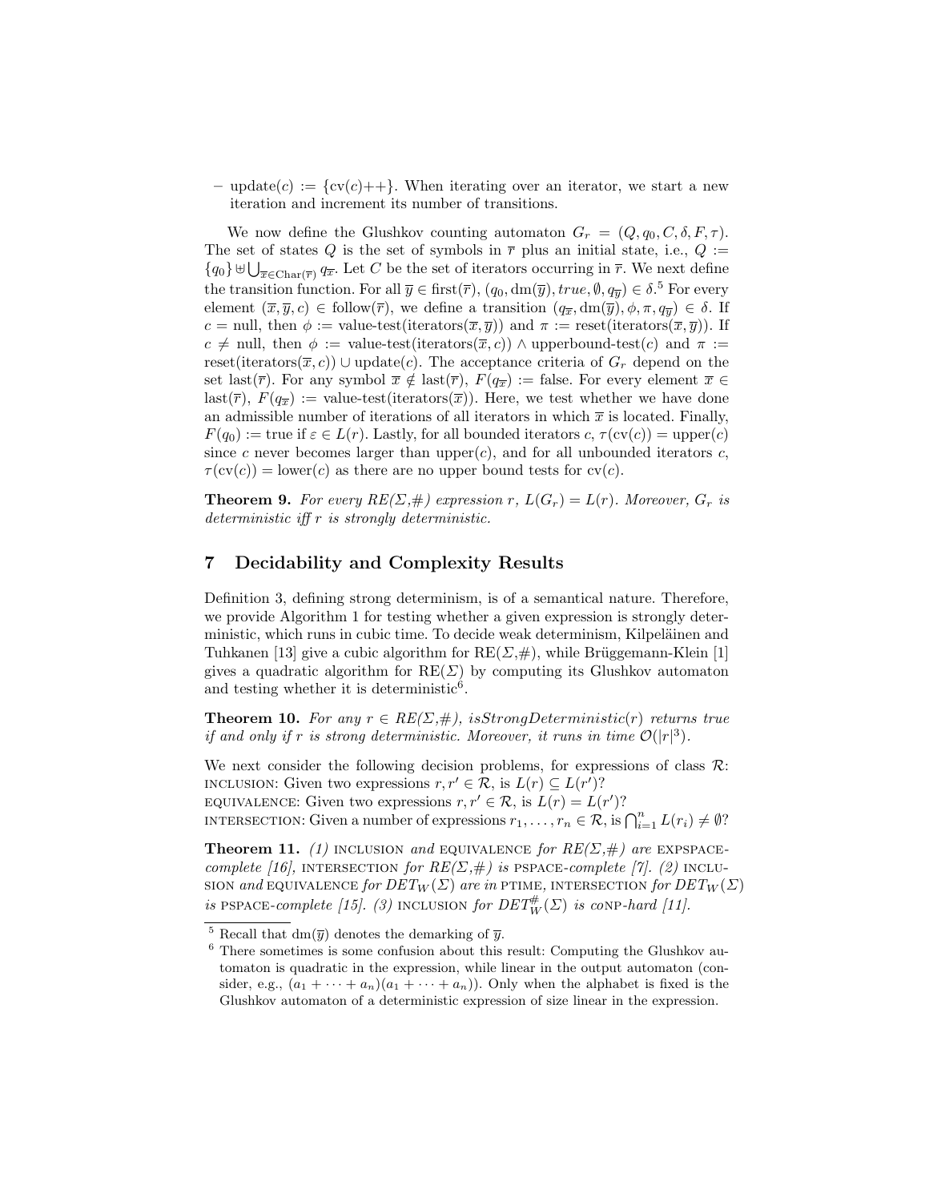– $\text{update}(c) := \{\text{cv}(c){+}{+}\}$. When iterating over an iterator, we start a new iteration and increment its number of transitions.

We now define the Glushkov counting automaton $G_r = (Q, q_0, C, \delta, F, \tau)$. The set of states $Q$ is the set of symbols in $\overline{r}$ plus an initial state, i.e., $Q := \{q_0\} \uplus \bigcup_{\overline{x} \in \text{Char}(\overline{r})} q_{\overline{x}}$. Let $C$ be the set of iterators occurring in $\overline{r}$. We next define the transition function. For all $\overline{y} \in \text{first}(\overline{r})$, $(q_0, \text{dm}(\overline{y}), \mathit{true}, \emptyset, q_{\overline{y}}) \in \delta$.[5] For every element $(\overline{x}, \overline{y}, c) \in \text{follow}(\overline{r})$, we define a transition $(q_{\overline{x}}, \text{dm}(\overline{y}), \phi, \pi, q_{\overline{y}}) \in \delta$. If $c = \text{null}$, then $\phi := \text{value-test}(\text{iterators}(\overline{x}, \overline{y}))$ and $\pi := \text{reset}(\text{iterators}(\overline{x}, \overline{y}))$. If $c \neq \text{null}$, then $\phi := \text{value-test}(\text{iterators}(\overline{x}, c)) \wedge \text{upperbound-test}(c)$ and $\pi := \text{reset}(\text{iterators}(\overline{x}, c)) \cup \text{update}(c)$. The acceptance criteria of $G_r$ depend on the set $\text{last}(\overline{r})$. For any symbol $\overline{x} \notin \text{last}(\overline{r})$, $F(q_{\overline{x}}) := \text{false}$. For every element $\overline{x} \in \text{last}(\overline{r})$, $F(q_{\overline{x}}) := \text{value-test}(\text{iterators}(\overline{x}))$. Here, we test whether we have done an admissible number of iterations of all iterators in which $\overline{x}$ is located. Finally, $F(q_0) := \text{true}$ if $\varepsilon \in L(r)$. Lastly, for all bounded iterators $c$, $\tau(\text{cv}(c)) = \text{upper}(c)$ since $c$ never becomes larger than $\text{upper}(c)$, and for all unbounded iterators $c$, $\tau(\text{cv}(c)) = \text{lower}(c)$ as there are no upper bound tests for $\text{cv}(c)$.

**Theorem 9.** *For every $RE(\Sigma,\#)$ expression $r$, $L(G_r) = L(r)$. Moreover, $G_r$ is deterministic iff $r$ is strongly deterministic.*

## 7 Decidability and Complexity Results

Definition 3, defining strong determinism, is of a semantical nature. Therefore, we provide Algorithm 1 for testing whether a given expression is strongly deterministic, which runs in cubic time. To decide weak determinism, Kilpeläinen and Tuhkanen [13] give a cubic algorithm for $\text{RE}(\Sigma,\#)$, while Brüggemann-Klein [1] gives a quadratic algorithm for $\text{RE}(\Sigma)$ by computing its Glushkov automaton and testing whether it is deterministic[6].

**Theorem 10.** *For any $r \in RE(\Sigma,\#)$, isStrongDeterministic$(r)$ returns true if and only if $r$ is strong deterministic. Moreover, it runs in time $\mathcal{O}(|r|^3)$.*

We next consider the following decision problems, for expressions of class $\mathcal{R}$:
INCLUSION: Given two expressions $r, r' \in \mathcal{R}$, is $L(r) \subseteq L(r')$?
EQUIVALENCE: Given two expressions $r, r' \in \mathcal{R}$, is $L(r) = L(r')$?
INTERSECTION: Given a number of expressions $r_1, \ldots, r_n \in \mathcal{R}$, is $\bigcap_{i=1}^{n} L(r_i) \neq \emptyset$?

**Theorem 11.** *(1) INCLUSION and EQUIVALENCE for $RE(\Sigma,\#)$ are EXPSPACE-complete [16], INTERSECTION for $RE(\Sigma,\#)$ is PSPACE-complete [7]. (2) INCLUSION and EQUIVALENCE for $DET_W(\Sigma)$ are in PTIME, INTERSECTION for $DET_W(\Sigma)$ is PSPACE-complete [15]. (3) INCLUSION for $DET^{\#}_W(\Sigma)$ is coNP-hard [11].*

---

[5] Recall that $\text{dm}(\overline{y})$ denotes the demarking of $\overline{y}$.

[6] There sometimes is some confusion about this result: Computing the Glushkov automaton is quadratic in the expression, while linear in the output automaton (consider, e.g., $(a_1 + \cdots + a_n)(a_1 + \cdots + a_n)$). Only when the alphabet is fixed is the Glushkov automaton of a deterministic expression of size linear in the expression.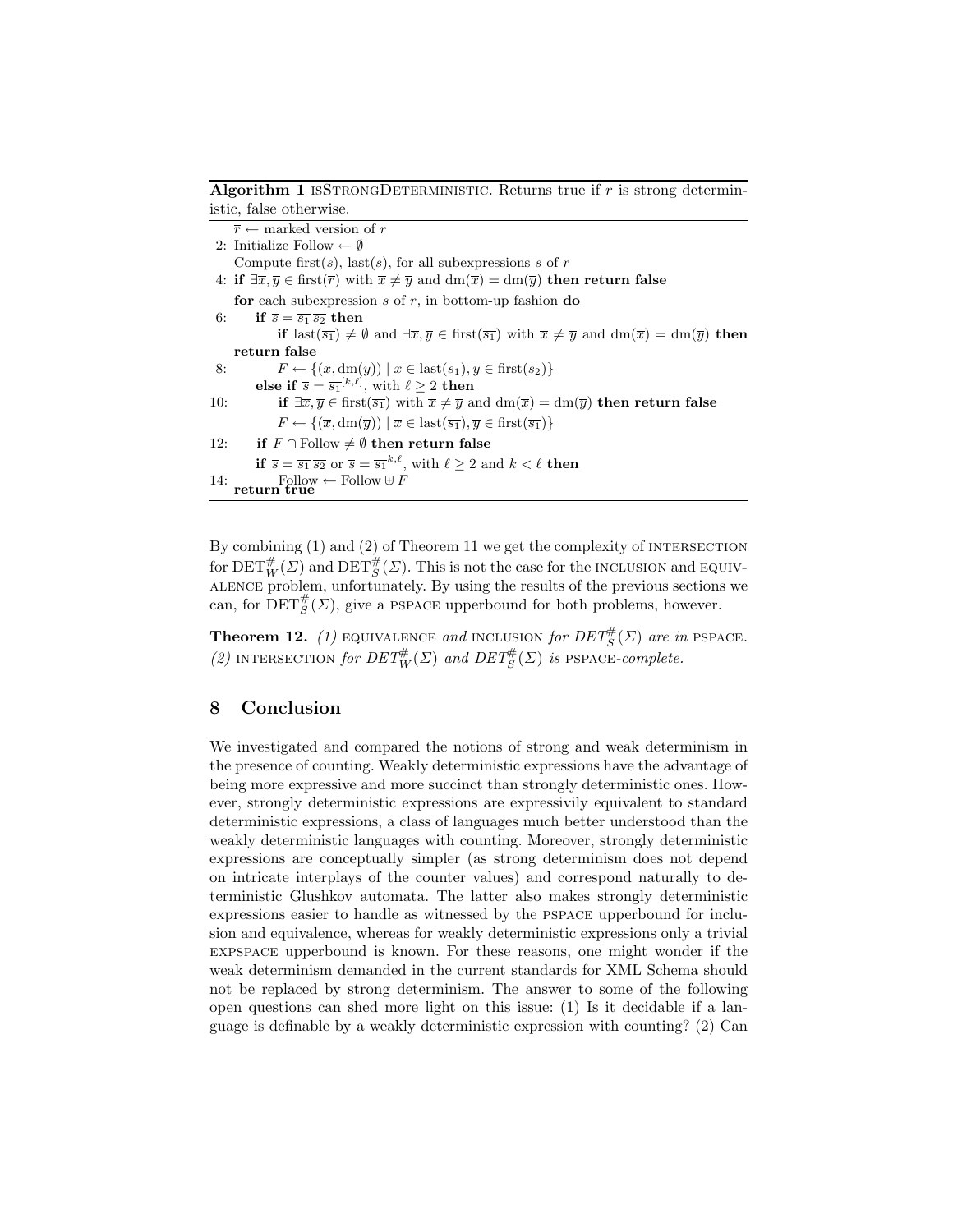**Algorithm 1** isStrongDeterministic. Returns true if $r$ is strong deterministic, false otherwise.

```
    r̄ ← marked version of r
 2: Initialize Follow ← ∅
    Compute first(s̄), last(s̄), for all subexpressions s̄ of r̄
 4: if ∃x̄, ȳ ∈ first(r̄) with x̄ ≠ ȳ and dm(x̄) = dm(ȳ) then return false
    for each subexpression s̄ of r̄, in bottom-up fashion do
 6:     if s̄ = s̄1 s̄2 then
            if last(s̄1) ≠ ∅ and ∃x̄, ȳ ∈ first(s̄1) with x̄ ≠ ȳ and dm(x̄) = dm(ȳ) then
    return false
 8:         F ← {(x̄, dm(ȳ)) | x̄ ∈ last(s̄1), ȳ ∈ first(s̄2)}
        else if s̄ = s̄1^[k,ℓ], with ℓ ≥ 2 then
10:         if ∃x̄, ȳ ∈ first(s̄1) with x̄ ≠ ȳ and dm(x̄) = dm(ȳ) then return false
            F ← {(x̄, dm(ȳ)) | x̄ ∈ last(s̄1), ȳ ∈ first(s̄1)}
12:     if F ∩ Follow ≠ ∅ then return false
        if s̄ = s̄1 s̄2 or s̄ = s̄1^{k,ℓ}, with ℓ ≥ 2 and k < ℓ then
14:         Follow ← Follow ⊎ F
    return true
```

By combining (1) and (2) of Theorem 11 we get the complexity of INTERSECTION for $\mathrm{DET}^{\#}_{W}(\Sigma)$ and $\mathrm{DET}^{\#}_{S}(\Sigma)$. This is not the case for the INCLUSION and EQUIVALENCE problem, unfortunately. By using the results of the previous sections we can, for $\mathrm{DET}^{\#}_{S}(\Sigma)$, give a PSPACE upperbound for both problems, however.

**Theorem 12.** *(1)* EQUIVALENCE *and* INCLUSION *for* $\mathrm{DET}^{\#}_{S}(\Sigma)$ *are in* PSPACE. *(2)* INTERSECTION *for* $\mathrm{DET}^{\#}_{W}(\Sigma)$ *and* $\mathrm{DET}^{\#}_{S}(\Sigma)$ *is* PSPACE*-complete.*

## 8 Conclusion

We investigated and compared the notions of strong and weak determinism in the presence of counting. Weakly deterministic expressions have the advantage of being more expressive and more succinct than strongly deterministic ones. However, strongly deterministic expressions are expressivily equivalent to standard deterministic expressions, a class of languages much better understood than the weakly deterministic languages with counting. Moreover, strongly deterministic expressions are conceptually simpler (as strong determinism does not depend on intricate interplays of the counter values) and correspond naturally to deterministic Glushkov automata. The latter also makes strongly deterministic expressions easier to handle as witnessed by the PSPACE upperbound for inclusion and equivalence, whereas for weakly deterministic expressions only a trivial EXPSPACE upperbound is known. For these reasons, one might wonder if the weak determinism demanded in the current standards for XML Schema should not be replaced by strong determinism. The answer to some of the following open questions can shed more light on this issue: (1) Is it decidable if a language is definable by a weakly deterministic expression with counting? (2) Can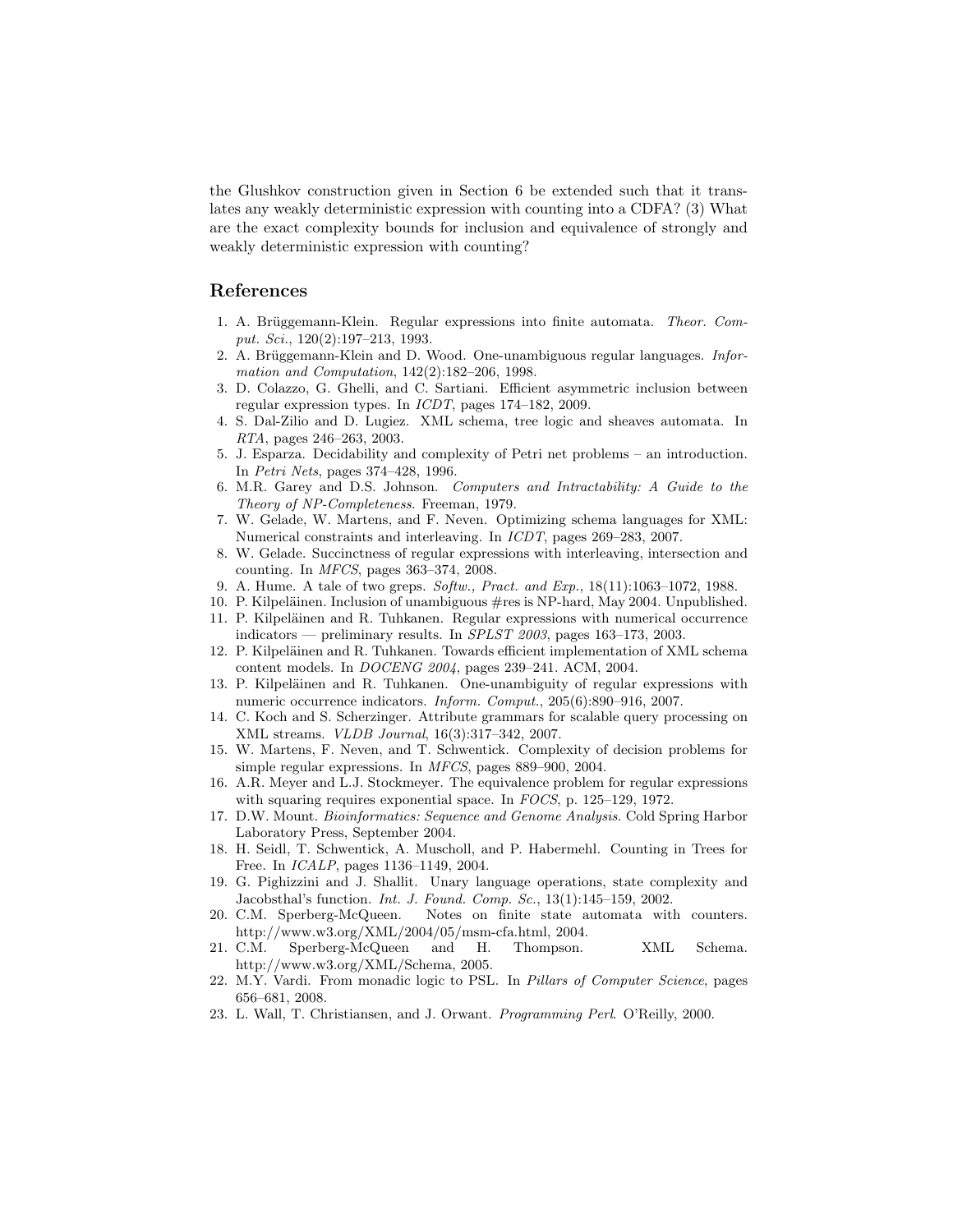the Glushkov construction given in Section 6 be extended such that it translates any weakly deterministic expression with counting into a CDFA? (3) What are the exact complexity bounds for inclusion and equivalence of strongly and weakly deterministic expression with counting?

## References

1. A. Brüggemann-Klein. Regular expressions into finite automata. *Theor. Comput. Sci.*, 120(2):197–213, 1993.
2. A. Brüggemann-Klein and D. Wood. One-unambiguous regular languages. *Information and Computation*, 142(2):182–206, 1998.
3. D. Colazzo, G. Ghelli, and C. Sartiani. Efficient asymmetric inclusion between regular expression types. In *ICDT*, pages 174–182, 2009.
4. S. Dal-Zilio and D. Lugiez. XML schema, tree logic and sheaves automata. In *RTA*, pages 246–263, 2003.
5. J. Esparza. Decidability and complexity of Petri net problems – an introduction. In *Petri Nets*, pages 374–428, 1996.
6. M.R. Garey and D.S. Johnson. *Computers and Intractability: A Guide to the Theory of NP-Completeness*. Freeman, 1979.
7. W. Gelade, W. Martens, and F. Neven. Optimizing schema languages for XML: Numerical constraints and interleaving. In *ICDT*, pages 269–283, 2007.
8. W. Gelade. Succinctness of regular expressions with interleaving, intersection and counting. In *MFCS*, pages 363–374, 2008.
9. A. Hume. A tale of two greps. *Softw., Pract. and Exp.*, 18(11):1063–1072, 1988.
10. P. Kilpeläinen. Inclusion of unambiguous #res is NP-hard, May 2004. Unpublished.
11. P. Kilpeläinen and R. Tuhkanen. Regular expressions with numerical occurrence indicators — preliminary results. In *SPLST 2003*, pages 163–173, 2003.
12. P. Kilpeläinen and R. Tuhkanen. Towards efficient implementation of XML schema content models. In *DOCENG 2004*, pages 239–241. ACM, 2004.
13. P. Kilpeläinen and R. Tuhkanen. One-unambiguity of regular expressions with numeric occurrence indicators. *Inform. Comput.*, 205(6):890–916, 2007.
14. C. Koch and S. Scherzinger. Attribute grammars for scalable query processing on XML streams. *VLDB Journal*, 16(3):317–342, 2007.
15. W. Martens, F. Neven, and T. Schwentick. Complexity of decision problems for simple regular expressions. In *MFCS*, pages 889–900, 2004.
16. A.R. Meyer and L.J. Stockmeyer. The equivalence problem for regular expressions with squaring requires exponential space. In *FOCS*, p. 125–129, 1972.
17. D.W. Mount. *Bioinformatics: Sequence and Genome Analysis*. Cold Spring Harbor Laboratory Press, September 2004.
18. H. Seidl, T. Schwentick, A. Muscholl, and P. Habermehl. Counting in Trees for Free. In *ICALP*, pages 1136–1149, 2004.
19. G. Pighizzini and J. Shallit. Unary language operations, state complexity and Jacobsthal's function. *Int. J. Found. Comp. Sc.*, 13(1):145–159, 2002.
20. C.M. Sperberg-McQueen. Notes on finite state automata with counters. http://www.w3.org/XML/2004/05/msm-cfa.html, 2004.
21. C.M. Sperberg-McQueen and H. Thompson. XML Schema. http://www.w3.org/XML/Schema, 2005.
22. M.Y. Vardi. From monadic logic to PSL. In *Pillars of Computer Science*, pages 656–681, 2008.
23. L. Wall, T. Christiansen, and J. Orwant. *Programming Perl*. O'Reilly, 2000.